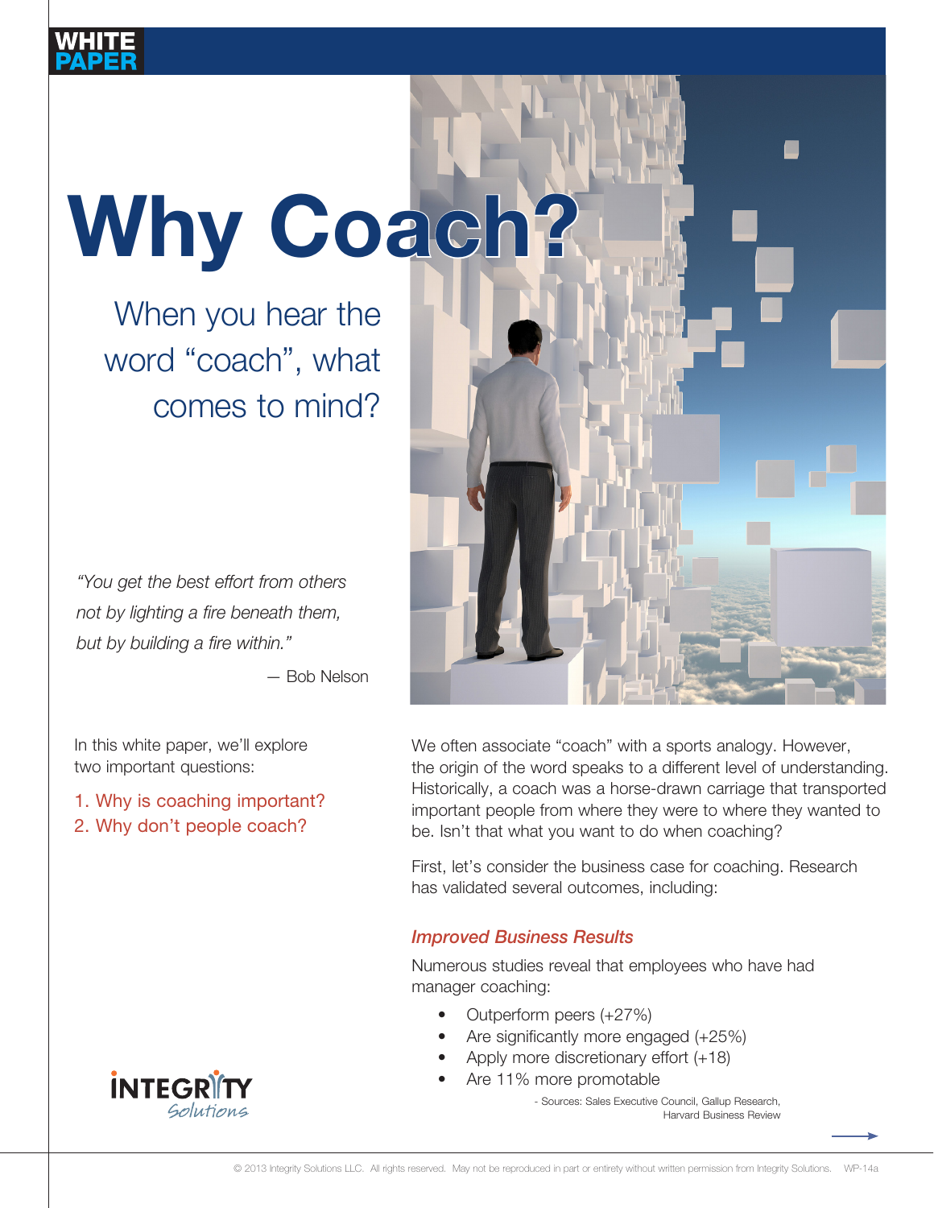WHITE PAPER

# Why Coach?

## When you hear the word “coach”, what comes to mind?

*“You get the best effort from others not by lighting a fire beneath them, but by building a fire within.”*

— Bob Nelson

In this white paper, we’ll explore two important questions:

1. Why is coaching important?
2. Why don’t people coach?

We often associate “coach” with a sports analogy. However, the origin of the word speaks to a different level of understanding. Historically, a coach was a horse-drawn carriage that transported important people from where they were to where they wanted to be. Isn’t that what you want to do when coaching?

First, let’s consider the business case for coaching. Research has validated several outcomes, including:

### *Improved Business Results*

Numerous studies reveal that employees who have had manager coaching:

- Outperform peers (+27%)
- Are significantly more engaged (+25%)
- Apply more discretionary effort (+18)
- Are 11% more promotable

- Sources: Sales Executive Council, Gallup Research, Harvard Business Review

INTEGRITY Solutions

© 2013 Integrity Solutions LLC. All rights reserved. May not be reproduced in part or entirety without written permission from Integrity Solutions. WP-14a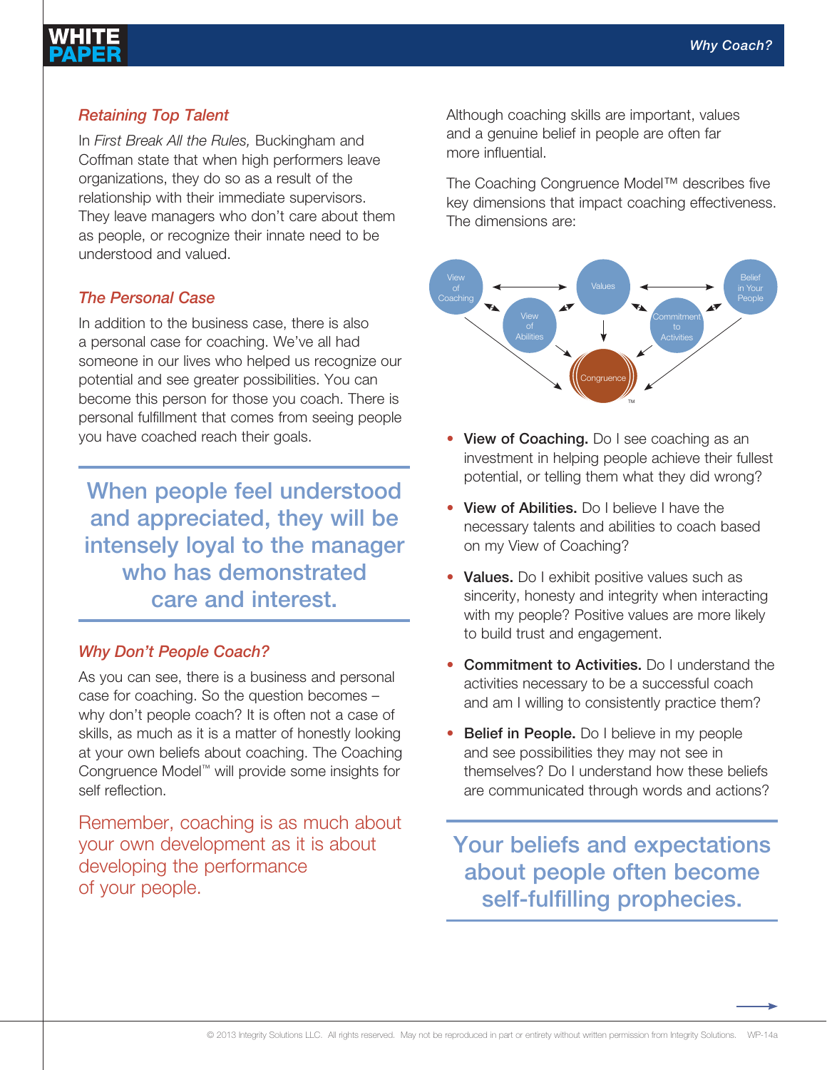### *Retaining Top Talent*

In *First Break All the Rules,* Buckingham and Coffman state that when high performers leave organizations, they do so as a result of the relationship with their immediate supervisors. They leave managers who don't care about them as people, or recognize their innate need to be understood and valued.

### *The Personal Case*

In addition to the business case, there is also a personal case for coaching. We've all had someone in our lives who helped us recognize our potential and see greater possibilities. You can become this person for those you coach. There is personal fulfillment that comes from seeing people you have coached reach their goals.

> When people feel understood and appreciated, they will be intensely loyal to the manager who has demonstrated care and interest.

### *Why Don't People Coach?*

As you can see, there is a business and personal case for coaching. So the question becomes – why don't people coach? It is often not a case of skills, as much as it is a matter of honestly looking at your own beliefs about coaching. The Coaching Congruence Model™ will provide some insights for self reflection.

Remember, coaching is as much about your own development as it is about developing the performance of your people.

Although coaching skills are important, values and a genuine belief in people are often far more influential.

The Coaching Congruence Model™ describes five key dimensions that impact coaching effectiveness. The dimensions are:

- **View of Coaching.** Do I see coaching as an investment in helping people achieve their fullest potential, or telling them what they did wrong?
- **View of Abilities.** Do I believe I have the necessary talents and abilities to coach based on my View of Coaching?
- **Values.** Do I exhibit positive values such as sincerity, honesty and integrity when interacting with my people? Positive values are more likely to build trust and engagement.
- **Commitment to Activities.** Do I understand the activities necessary to be a successful coach and am I willing to consistently practice them?
- **Belief in People.** Do I believe in my people and see possibilities they may not see in themselves? Do I understand how these beliefs are communicated through words and actions?

> Your beliefs and expectations about people often become self-fulfilling prophecies.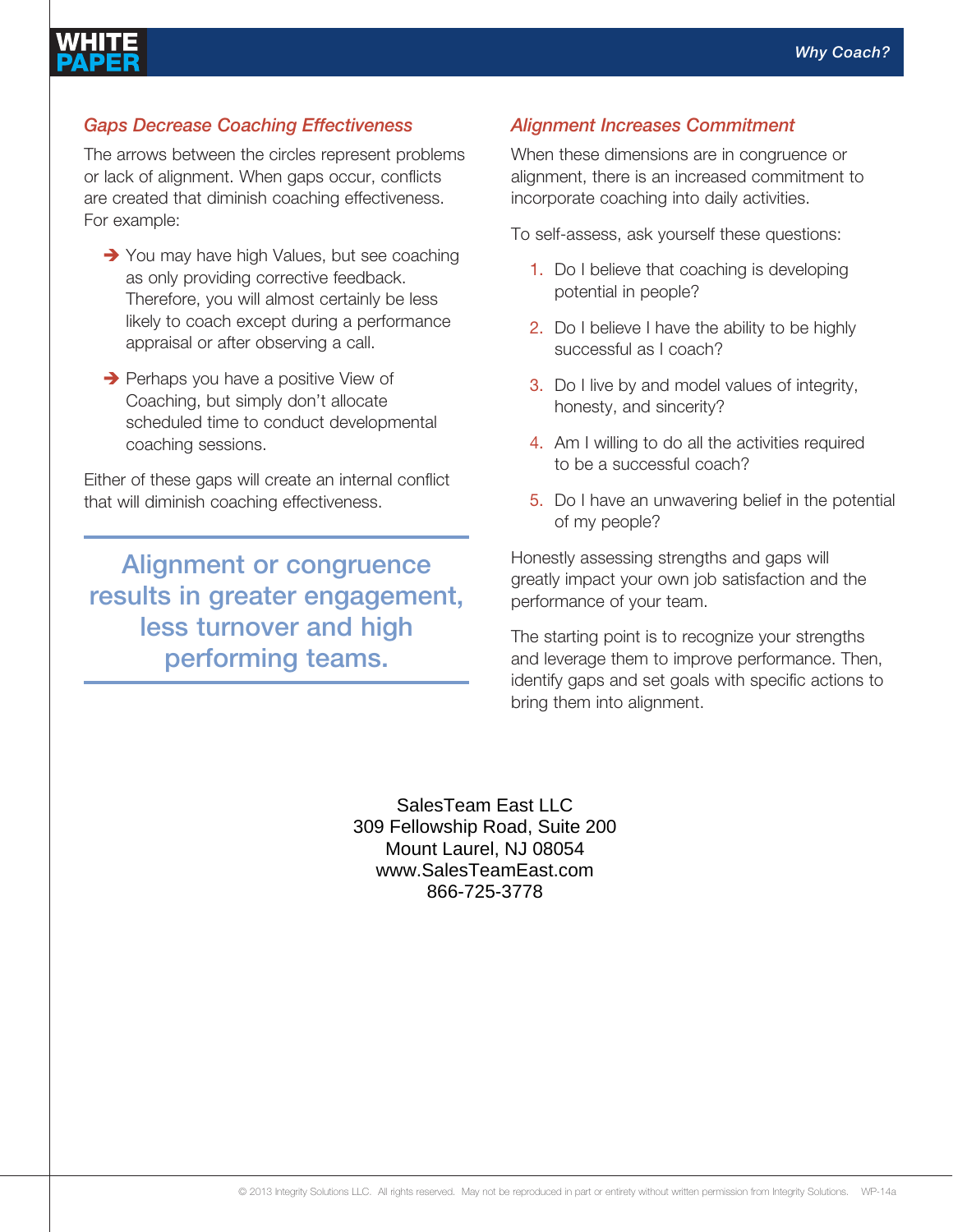### *Gaps Decrease Coaching Effectiveness*

The arrows between the circles represent problems or lack of alignment. When gaps occur, conflicts are created that diminish coaching effectiveness. For example:

- You may have high Values, but see coaching as only providing corrective feedback. Therefore, you will almost certainly be less likely to coach except during a performance appraisal or after observing a call.
- Perhaps you have a positive View of Coaching, but simply don't allocate scheduled time to conduct developmental coaching sessions.

Either of these gaps will create an internal conflict that will diminish coaching effectiveness.

> **Alignment or congruence results in greater engagement, less turnover and high performing teams.**

### *Alignment Increases Commitment*

When these dimensions are in congruence or alignment, there is an increased commitment to incorporate coaching into daily activities.

To self-assess, ask yourself these questions:

1. Do I believe that coaching is developing potential in people?
2. Do I believe I have the ability to be highly successful as I coach?
3. Do I live by and model values of integrity, honesty, and sincerity?
4. Am I willing to do all the activities required to be a successful coach?
5. Do I have an unwavering belief in the potential of my people?

Honestly assessing strengths and gaps will greatly impact your own job satisfaction and the performance of your team.

The starting point is to recognize your strengths and leverage them to improve performance. Then, identify gaps and set goals with specific actions to bring them into alignment.

SalesTeam East LLC
309 Fellowship Road, Suite 200
Mount Laurel, NJ 08054
www.SalesTeamEast.com
866-725-3778

© 2013 Integrity Solutions LLC. All rights reserved. May not be reproduced in part or entirety without written permission from Integrity Solutions. WP-14a